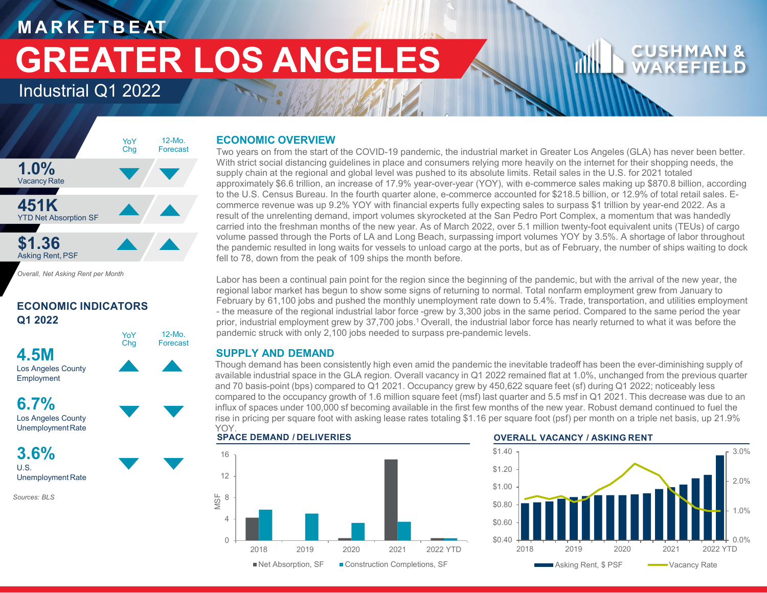# MARKETBEAT

# GREATER LOS ANGELES

## Industrial Q1 2022

CUSHMAN & WAKEFIELD

| | YoY Chg | 12-Mo. Forecast |
|---|---|---|
| **1.0%** Vacancy Rate | ▼ | ▼ |
| **451K** YTD Net Absorption SF | ▲ | ▲ |
| **$1.36** Asking Rent, PSF | ▲ | ▲ |

*Overall, Net Asking Rent per Month*

### ECONOMIC INDICATORS Q1 2022

| | YoY Chg | 12-Mo. Forecast |
|---|---|---|
| **4.5M** Los Angeles County Employment | ▲ | ▲ |
| **6.7%** Los Angeles County Unemployment Rate | ▼ | ▼ |
| **3.6%** U.S. Unemployment Rate | ▼ | ▼ |

*Sources: BLS*

## ECONOMIC OVERVIEW

Two years on from the start of the COVID-19 pandemic, the industrial market in Greater Los Angeles (GLA) has never been better. With strict social distancing guidelines in place and consumers relying more heavily on the internet for their shopping needs, the supply chain at the regional and global level was pushed to its absolute limits. Retail sales in the U.S. for 2021 totaled approximately $6.6 trillion, an increase of 17.9% year-over-year (YOY), with e-commerce sales making up $870.8 billion, according to the U.S. Census Bureau. In the fourth quarter alone, e-commerce accounted for $218.5 billion, or 12.9% of total retail sales. E-commerce revenue was up 9.2% YOY with financial experts fully expecting sales to surpass $1 trillion by year-end 2022. As a result of the unrelenting demand, import volumes skyrocketed at the San Pedro Port Complex, a momentum that was handedly carried into the freshman months of the new year. As of March 2022, over 5.1 million twenty-foot equivalent units (TEUs) of cargo volume passed through the Ports of LA and Long Beach, surpassing import volumes YOY by 3.5%. A shortage of labor throughout the pandemic resulted in long waits for vessels to unload cargo at the ports, but as of February, the number of ships waiting to dock fell to 78, down from the peak of 109 ships the month before.

Labor has been a continual pain point for the region since the beginning of the pandemic, but with the arrival of the new year, the regional labor market has begun to show some signs of returning to normal. Total nonfarm employment grew from January to February by 61,100 jobs and pushed the monthly unemployment rate down to 5.4%. Trade, transportation, and utilities employment - the measure of the regional industrial labor force -grew by 3,300 jobs in the same period. Compared to the same period the year prior, industrial employment grew by 37,700 jobs.[1] Overall, the industrial labor force has nearly returned to what it was before the pandemic struck with only 2,100 jobs needed to surpass pre-pandemic levels.

## SUPPLY AND DEMAND

Though demand has been consistently high even amid the pandemic the inevitable tradeoff has been the ever-diminishing supply of available industrial space in the GLA region. Overall vacancy in Q1 2022 remained flat at 1.0%, unchanged from the previous quarter and 70 basis-point (bps) compared to Q1 2021. Occupancy grew by 450,622 square feet (sf) during Q1 2022; noticeably less compared to the occupancy growth of 1.6 million square feet (msf) last quarter and 5.5 msf in Q1 2021. This decrease was due to an influx of spaces under 100,000 sf becoming available in the first few months of the new year. Robust demand continued to fuel the rise in pricing per square foot with asking lease rates totaling $1.16 per square foot (psf) per month on a triple net basis, up 21.9% YOY.

### SPACE DEMAND / DELIVERIES

MSF
0 4 8 12 16
2018 2019 2020 2021 2022 YTD
Net Absorption, SF
Construction Completions, SF

### OVERALL VACANCY / ASKING RENT

$0.40 $0.60 $0.80 $1.00 $1.20 $1.40
0.0% 1.0% 2.0% 3.0%
2018 2019 2020 2021 2022 YTD
Asking Rent, $ PSF
Vacancy Rate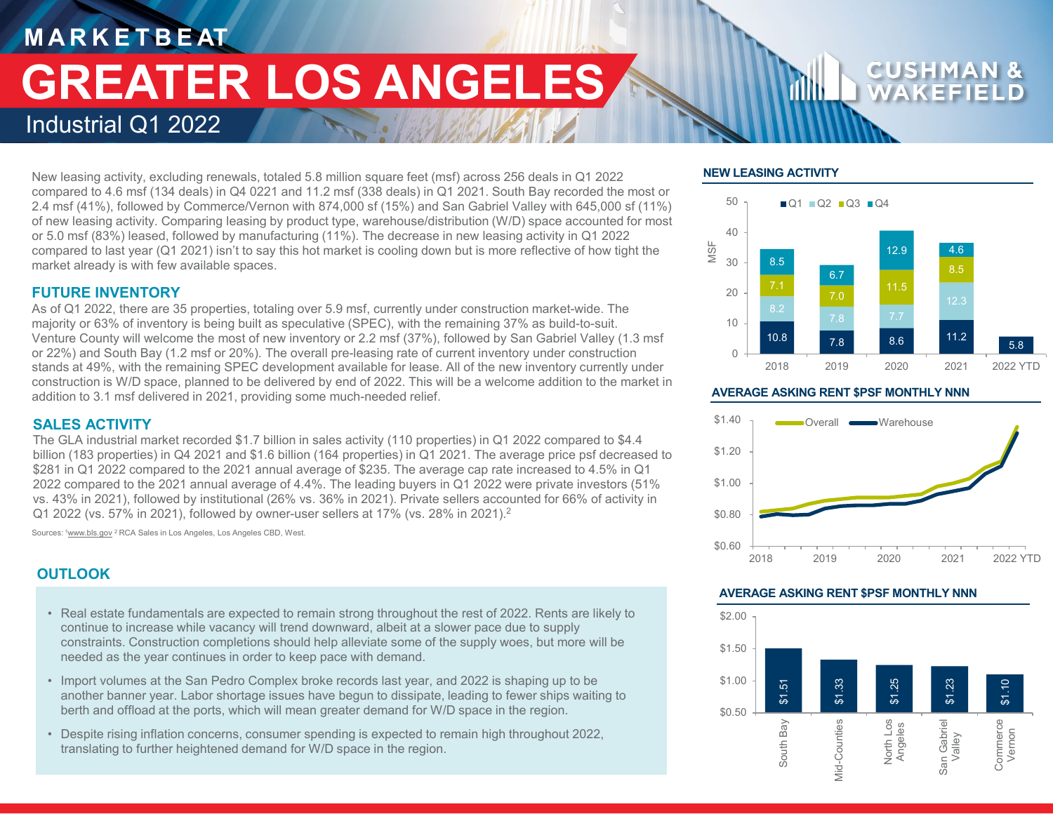# MARKETBEAT

# GREATER LOS ANGELES

## Industrial Q1 2022

New leasing activity, excluding renewals, totaled 5.8 million square feet (msf) across 256 deals in Q1 2022 compared to 4.6 msf (134 deals) in Q4 0221 and 11.2 msf (338 deals) in Q1 2021. South Bay recorded the most or 2.4 msf (41%), followed by Commerce/Vernon with 874,000 sf (15%) and San Gabriel Valley with 645,000 sf (11%) of new leasing activity. Comparing leasing by product type, warehouse/distribution (W/D) space accounted for most or 5.0 msf (83%) leased, followed by manufacturing (11%). The decrease in new leasing activity in Q1 2022 compared to last year (Q1 2021) isn't to say this hot market is cooling down but is more reflective of how tight the market already is with few available spaces.

### FUTURE INVENTORY

As of Q1 2022, there are 35 properties, totaling over 5.9 msf, currently under construction market-wide. The majority or 63% of inventory is being built as speculative (SPEC), with the remaining 37% as build-to-suit. Venture County will welcome the most of new inventory or 2.2 msf (37%), followed by San Gabriel Valley (1.3 msf or 22%) and South Bay (1.2 msf or 20%). The overall pre-leasing rate of current inventory under construction stands at 49%, with the remaining SPEC development available for lease. All of the new inventory currently under construction is W/D space, planned to be delivered by end of 2022. This will be a welcome addition to the market in addition to 3.1 msf delivered in 2021, providing some much-needed relief.

### SALES ACTIVITY

The GLA industrial market recorded $1.7 billion in sales activity (110 properties) in Q1 2022 compared to $4.4 billion (183 properties) in Q4 2021 and $1.6 billion (164 properties) in Q1 2021. The average price psf decreased to $281 in Q1 2022 compared to the 2021 annual average of $235. The average cap rate increased to 4.5% in Q1 2022 compared to the 2021 annual average of 4.4%. The leading buyers in Q1 2022 were private investors (51% vs. 43% in 2021), followed by institutional (26% vs. 36% in 2021). Private sellers accounted for 66% of activity in Q1 2022 (vs. 57% in 2021), followed by owner-user sellers at 17% (vs. 28% in 2021).[2]

Sources: [1]www.bls.gov [2] RCA Sales in Los Angeles, Los Angeles CBD, West.

### OUTLOOK

- Real estate fundamentals are expected to remain strong throughout the rest of 2022. Rents are likely to continue to increase while vacancy will trend downward, albeit at a slower pace due to supply constraints. Construction completions should help alleviate some of the supply woes, but more will be needed as the year continues in order to keep pace with demand.
- Import volumes at the San Pedro Complex broke records last year, and 2022 is shaping up to be another banner year. Labor shortage issues have begun to dissipate, leading to fewer ships waiting to berth and offload at the ports, which will mean greater demand for W/D space in the region.
- Despite rising inflation concerns, consumer spending is expected to remain high throughout 2022, translating to further heightened demand for W/D space in the region.

### NEW LEASING ACTIVITY

MSF
Q1 Q2 Q3 Q4
50 40 30 20 10 0
2018: 10.8, 8.2, 7.1, 8.5
2019: 7.8, 7.8, 7.0, 6.7
2020: 8.6, 7.7, 11.5, 12.9
2021: 11.2, 12.3, 8.5, 4.6
2022 YTD: 5.8

### AVERAGE ASKING RENT $PSF MONTHLY NNN

Overall Warehouse
$1.40 $1.20 $1.00 $0.80 $0.60
2018 2019 2020 2021 2022 YTD

### AVERAGE ASKING RENT $PSF MONTHLY NNN

$2.00 $1.50 $1.00 $0.50
South Bay $1.51
Mid-Counties $1.33
North Los Angeles $1.25
San Gabriel Valley $1.23
Commerce Vernon $1.10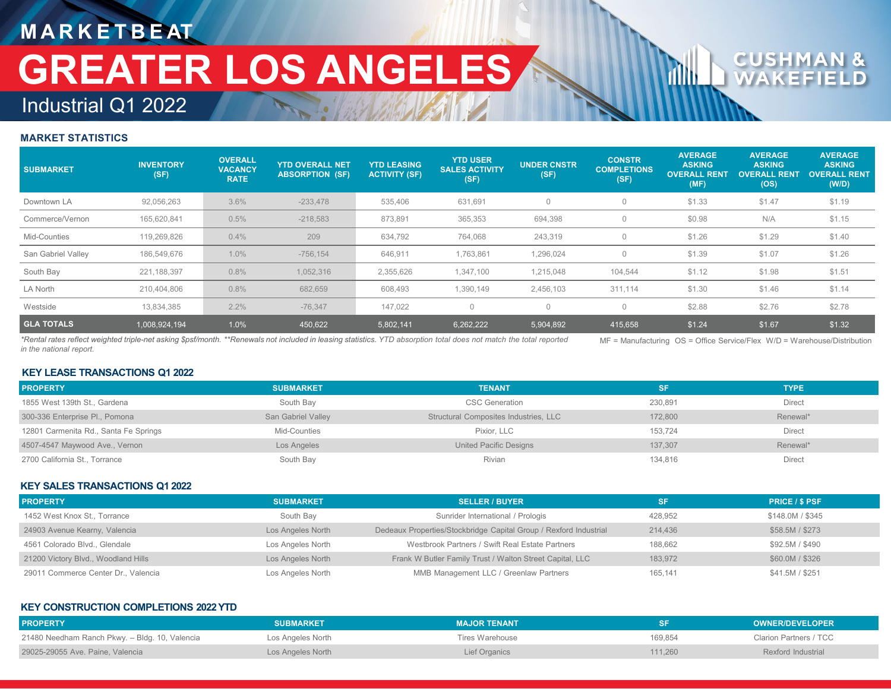# MARKETBEAT

# GREATER LOS ANGELES

## Industrial Q1 2022

### MARKET STATISTICS

| SUBMARKET | INVENTORY (SF) | OVERALL VACANCY RATE | YTD OVERALL NET ABSORPTION (SF) | YTD LEASING ACTIVITY (SF) | YTD USER SALES ACTIVITY (SF) | UNDER CNSTR (SF) | CONSTR COMPLETIONS (SF) | AVERAGE ASKING OVERALL RENT (MF) | AVERAGE ASKING OVERALL RENT (OS) | AVERAGE ASKING OVERALL RENT (W/D) |
|---|---|---|---|---|---|---|---|---|---|---|
| Downtown LA | 92,056,263 | 3.6% | -233,478 | 535,406 | 631,691 | 0 | 0 | $1.33 | $1.47 | $1.19 |
| Commerce/Vernon | 165,620,841 | 0.5% | -218,583 | 873,891 | 365,353 | 694,398 | 0 | $0.98 | N/A | $1.15 |
| Mid-Counties | 119,269,826 | 0.4% | 209 | 634,792 | 764,068 | 243,319 | 0 | $1.26 | $1.29 | $1.40 |
| San Gabriel Valley | 186,549,676 | 1.0% | -756,154 | 646,911 | 1,763,861 | 1,296,024 | 0 | $1.39 | $1.07 | $1.26 |
| South Bay | 221,188,397 | 0.8% | 1,052,316 | 2,355,626 | 1,347,100 | 1,215,048 | 104,544 | $1.12 | $1.98 | $1.51 |
| LA North | 210,404,806 | 0.8% | 682,659 | 608,493 | 1,390,149 | 2,456,103 | 311,114 | $1.30 | $1.46 | $1.14 |
| Westside | 13,834,385 | 2.2% | -76,347 | 147,022 | 0 | 0 | 0 | $2.88 | $2.76 | $2.78 |
| **GLA TOTALS** | 1,008,924,194 | 1.0% | 450,622 | 5,802,141 | 6,262,222 | 5,904,892 | 415,658 | $1.24 | $1.67 | $1.32 |

*Rental rates reflect weighted triple-net asking $psf/month. **Renewals not included in leasing statistics. YTD absorption total does not match the total reported in the national report.*

MF = Manufacturing OS = Office Service/Flex W/D = Warehouse/Distribution

### KEY LEASE TRANSACTIONS Q1 2022

| PROPERTY | SUBMARKET | TENANT | SF | TYPE |
|---|---|---|---|---|
| 1855 West 139th St., Gardena | South Bay | CSC Generation | 230,891 | Direct |
| 300-336 Enterprise Pl., Pomona | San Gabriel Valley | Structural Composites Industries, LLC | 172,800 | Renewal* |
| 12801 Carmenita Rd., Santa Fe Springs | Mid-Counties | Pixior, LLC | 153,724 | Direct |
| 4507-4547 Maywood Ave., Vernon | Los Angeles | United Pacific Designs | 137,307 | Renewal* |
| 2700 California St., Torrance | South Bay | Rivian | 134,816 | Direct |

### KEY SALES TRANSACTIONS Q1 2022

| PROPERTY | SUBMARKET | SELLER / BUYER | SF | PRICE / $ PSF |
|---|---|---|---|---|
| 1452 West Knox St., Torrance | South Bay | Sunrider International / Prologis | 428,952 | $148.0M / $345 |
| 24903 Avenue Kearny, Valencia | Los Angeles North | Dedeaux Properties/Stockbridge Capital Group / Rexford Industrial | 214,436 | $58.5M / $273 |
| 4561 Colorado Blvd., Glendale | Los Angeles North | Westbrook Partners / Swift Real Estate Partners | 188,662 | $92.5M / $490 |
| 21200 Victory Blvd., Woodland Hills | Los Angeles North | Frank W Butler Family Trust / Walton Street Capital, LLC | 183,972 | $60.0M / $326 |
| 29011 Commerce Center Dr., Valencia | Los Angeles North | MMB Management LLC / Greenlaw Partners | 165,141 | $41.5M / $251 |

### KEY CONSTRUCTION COMPLETIONS 2022 YTD

| PROPERTY | SUBMARKET | MAJOR TENANT | SF | OWNER/DEVELOPER |
|---|---|---|---|---|
| 21480 Needham Ranch Pkwy. – Bldg. 10, Valencia | Los Angeles North | Tires Warehouse | 169,854 | Clarion Partners / TCC |
| 29025-29055 Ave. Paine, Valencia | Los Angeles North | Lief Organics | 111,260 | Rexford Industrial |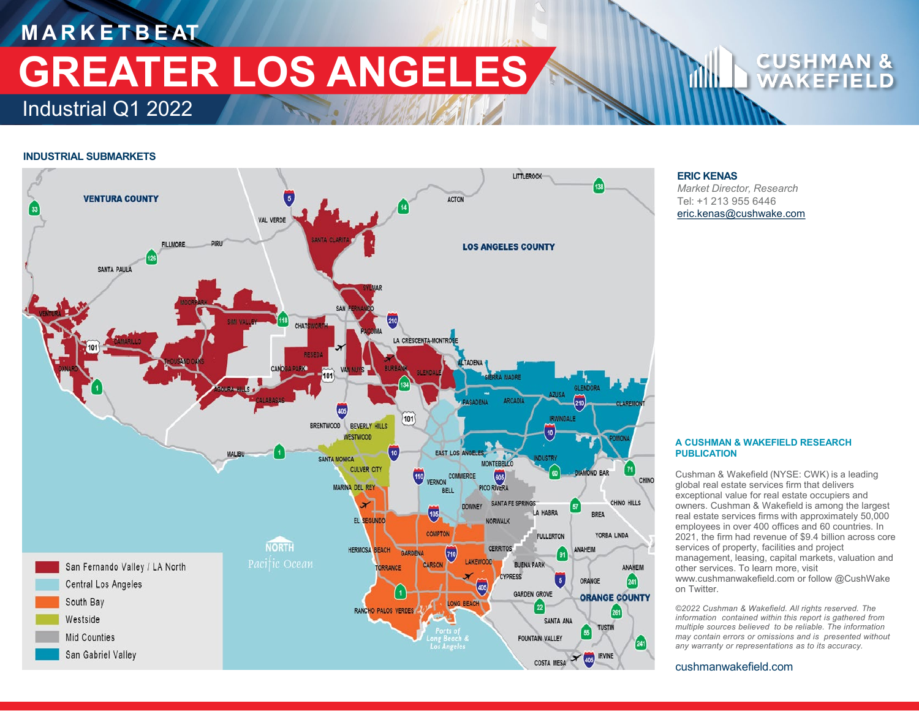# MARKETBEAT

# GREATER LOS ANGELES

## Industrial Q1 2022

### INDUSTRIAL SUBMARKETS

VENTURA COUNTY
LOS ANGELES COUNTY
ORANGE COUNTY
NORTH
Pacific Ocean
Ports of Long Beach & Los Angeles

San Fernando Valley / LA North
Central Los Angeles
South Bay
Westside
Mid Counties
San Gabriel Valley

**ERIC KENAS**
*Market Director, Research*
Tel: +1 213 955 6446
eric.kenas@cushwake.com

**A CUSHMAN & WAKEFIELD RESEARCH PUBLICATION**

Cushman & Wakefield (NYSE: CWK) is a leading global real estate services firm that delivers exceptional value for real estate occupiers and owners. Cushman & Wakefield is among the largest real estate services firms with approximately 50,000 employees in over 400 offices and 60 countries. In 2021, the firm had revenue of $9.4 billion across core services of property, facilities and project management, leasing, capital markets, valuation and other services. To learn more, visit www.cushmanwakefield.com or follow @CushWake on Twitter.

*©2022 Cushman & Wakefield. All rights reserved. The information contained within this report is gathered from multiple sources believed to be reliable. The information may contain errors or omissions and is presented without any warranty or representations as to its accuracy.*

cushmanwakefield.com